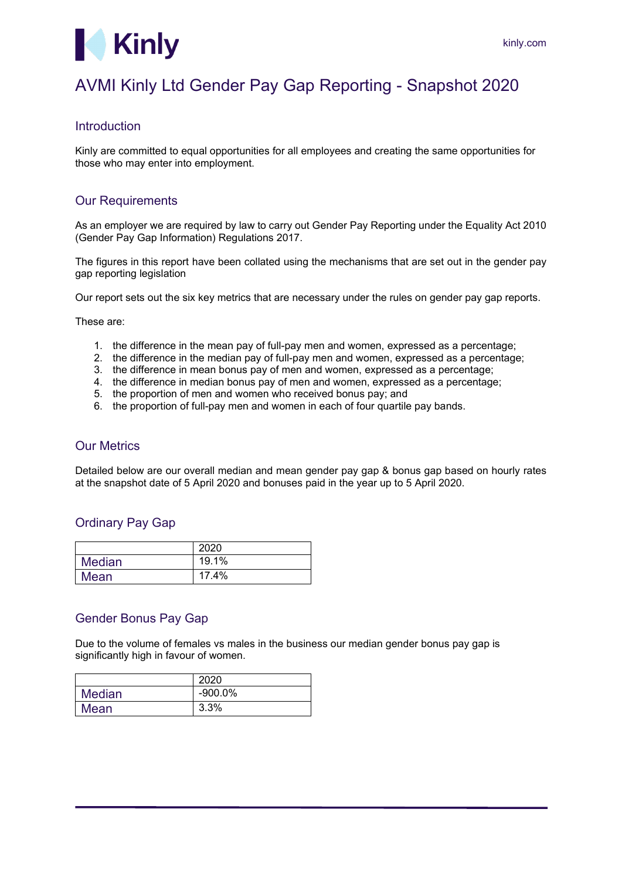# AVMI Kinly Ltd Gender Pay Gap Reporting - Snapshot 2020

## Introduction

Kinly are committed to equal opportunities for all employees and creating the same opportunities for those who may enter into employment.

## Our Requirements

As an employer we are required by law to carry out Gender Pay Reporting under the Equality Act 2010 (Gender Pay Gap Information) Regulations 2017.

The figures in this report have been collated using the mechanisms that are set out in the gender pay gap reporting legislation

Our report sets out the six key metrics that are necessary under the rules on gender pay gap reports.

These are:

1. the difference in the mean pay of full-pay men and women, expressed as a percentage;
2. the difference in the median pay of full-pay men and women, expressed as a percentage;
3. the difference in mean bonus pay of men and women, expressed as a percentage;
4. the difference in median bonus pay of men and women, expressed as a percentage;
5. the proportion of men and women who received bonus pay; and
6. the proportion of full-pay men and women in each of four quartile pay bands.

## Our Metrics

Detailed below are our overall median and mean gender pay gap & bonus gap based on hourly rates at the snapshot date of 5 April 2020 and bonuses paid in the year up to 5 April 2020.

## Ordinary Pay Gap

| | 2020 |
|---|---|
| Median | 19.1% |
| Mean | 17.4% |

## Gender Bonus Pay Gap

Due to the volume of females vs males in the business our median gender bonus pay gap is significantly high in favour of women.

| | 2020 |
|---|---|
| Median | -900.0% |
| Mean | 3.3% |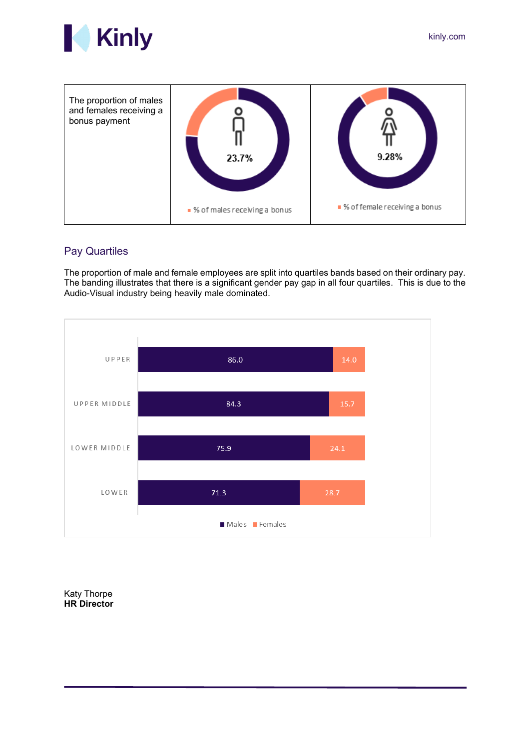| | | |
|---|---|---|
| The proportion of males and females receiving a bonus payment | 23.7%<br>% of males receiving a bonus | 9.28%<br>% of female receiving a bonus |

## Pay Quartiles

The proportion of male and female employees are split into quartiles bands based on their ordinary pay. The banding illustrates that there is a significant gender pay gap in all four quartiles. This is due to the Audio-Visual industry being heavily male dominated.

UPPER 86.0 14.0

UPPER MIDDLE 84.3 15.7

LOWER MIDDLE 75.9 24.1

LOWER 71.3 28.7

Males Females

Katy Thorpe
**HR Director**